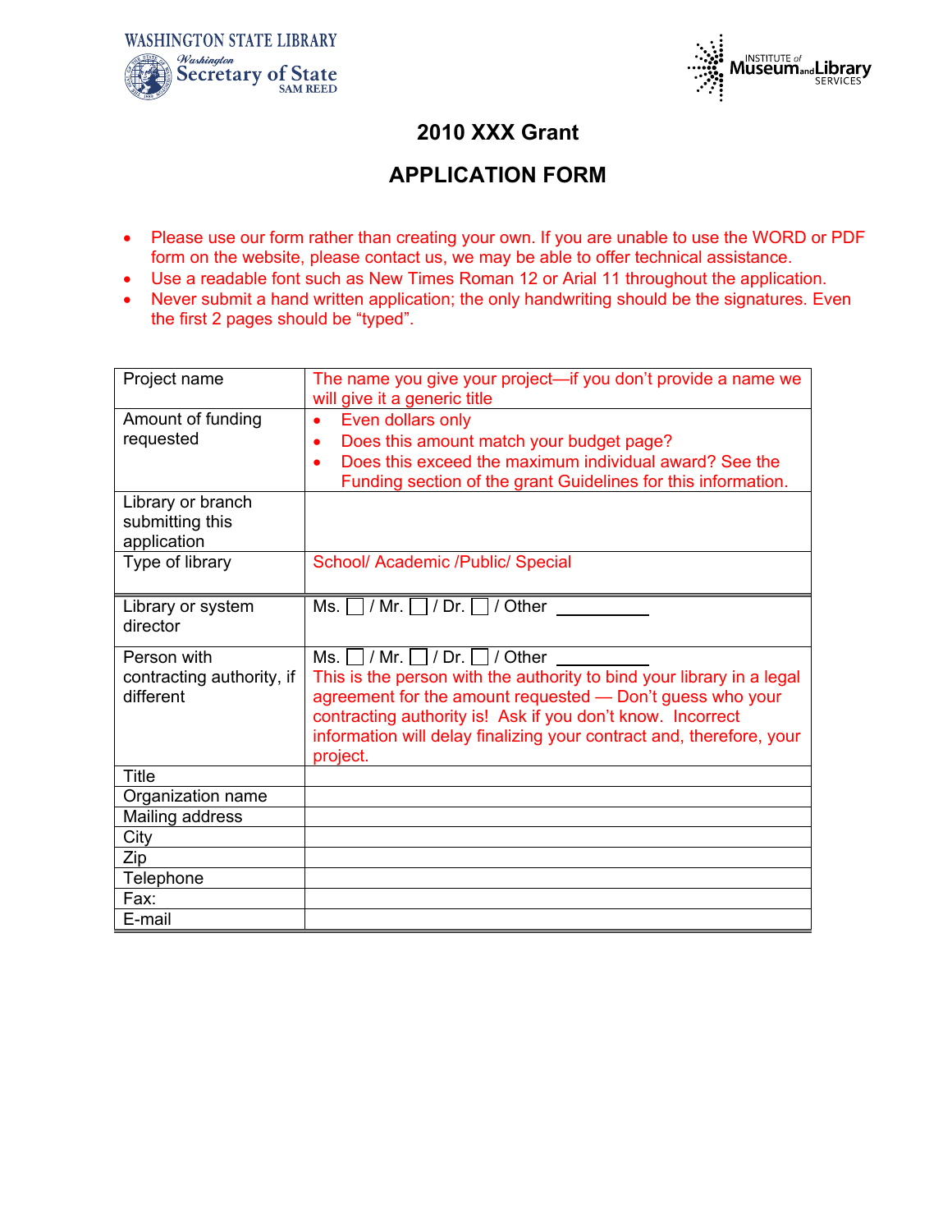WASHINGTON STATE LIBRARY
Washington Secretary of State
SAM REED

INSTITUTE of Museum and Library SERVICES

# 2010 XXX Grant

# APPLICATION FORM

- Please use our form rather than creating your own. If you are unable to use the WORD or PDF form on the website, please contact us, we may be able to offer technical assistance.
- Use a readable font such as New Times Roman 12 or Arial 11 throughout the application.
- Never submit a hand written application; the only handwriting should be the signatures. Even the first 2 pages should be "typed".

| | |
|---|---|
| Project name | The name you give your project—if you don't provide a name we will give it a generic title |
| Amount of funding requested | • Even dollars only<br>• Does this amount match your budget page?<br>• Does this exceed the maximum individual award? See the Funding section of the grant Guidelines for this information. |
| Library or branch submitting this application | |
| Type of library | School/ Academic /Public/ Special |
| Library or system director | Ms. ☐ / Mr. ☐ / Dr. ☐ / Other \_\_\_\_\_\_\_\_\_\_ |
| Person with contracting authority, if different | Ms. ☐ / Mr. ☐ / Dr. ☐ / Other \_\_\_\_\_\_\_\_\_\_<br>This is the person with the authority to bind your library in a legal agreement for the amount requested — Don't guess who your contracting authority is! Ask if you don't know. Incorrect information will delay finalizing your contract and, therefore, your project. |
| Title | |
| Organization name | |
| Mailing address | |
| City | |
| Zip | |
| Telephone | |
| Fax: | |
| E-mail | |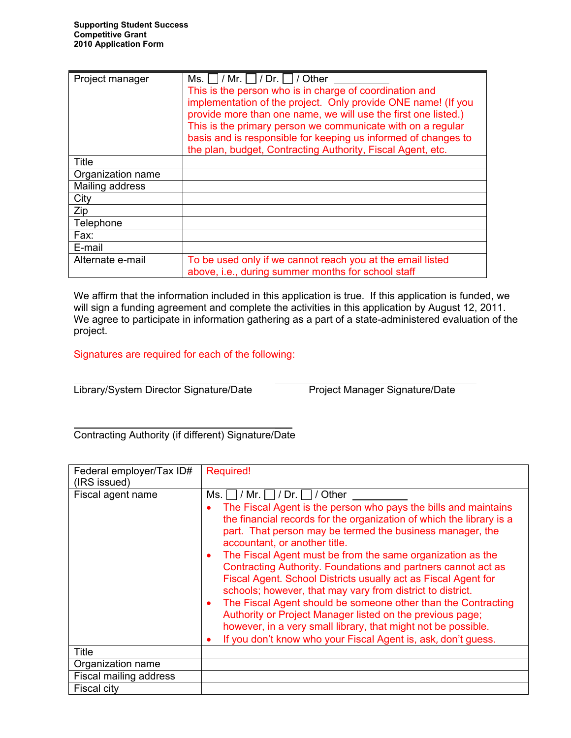**Supporting Student Success**
**Competitive Grant**
**2010 Application Form**

| | |
|---|---|
| Project manager | Ms. ☐ / Mr. ☐ / Dr. ☐ / Other ___________ This is the person who is in charge of coordination and implementation of the project. Only provide ONE name! (If you provide more than one name, we will use the first one listed.) This is the primary person we communicate with on a regular basis and is responsible for keeping us informed of changes to the plan, budget, Contracting Authority, Fiscal Agent, etc. |
| Title | |
| Organization name | |
| Mailing address | |
| City | |
| Zip | |
| Telephone | |
| Fax: | |
| E-mail | |
| Alternate e-mail | To be used only if we cannot reach you at the email listed above, i.e., during summer months for school staff |

We affirm that the information included in this application is true. If this application is funded, we will sign a funding agreement and complete the activities in this application by August 12, 2011. We agree to participate in information gathering as a part of a state-administered evaluation of the project.

Signatures are required for each of the following:

______________________________
Library/System Director Signature/Date

______________________________
Project Manager Signature/Date

______________________________
Contracting Authority (if different) Signature/Date

| | |
|---|---|
| Federal employer/Tax ID# (IRS issued) | Required! |
| Fiscal agent name | Ms. ☐ / Mr. ☐ / Dr. ☐ / Other ___________ <br>• The Fiscal Agent is the person who pays the bills and maintains the financial records for the organization of which the library is a part. That person may be termed the business manager, the accountant, or another title. <br>• The Fiscal Agent must be from the same organization as the Contracting Authority. Foundations and partners cannot act as Fiscal Agent. School Districts usually act as Fiscal Agent for schools; however, that may vary from district to district. <br>• The Fiscal Agent should be someone other than the Contracting Authority or Project Manager listed on the previous page; however, in a very small library, that might not be possible. <br>• If you don't know who your Fiscal Agent is, ask, don't guess. |
| Title | |
| Organization name | |
| Fiscal mailing address | |
| Fiscal city | |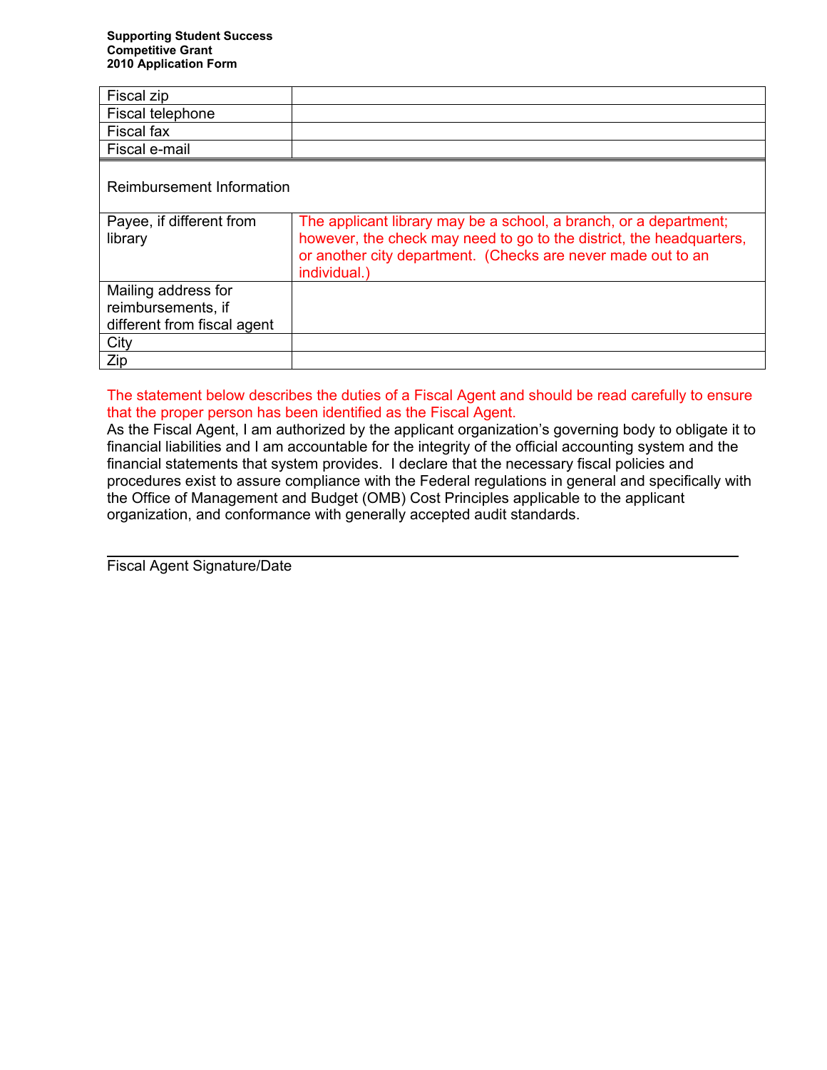| Fiscal zip | |
|---|---|
| Fiscal telephone | |
| Fiscal fax | |
| Fiscal e-mail | |

| Reimbursement Information | |
|---|---|
| Payee, if different from library | The applicant library may be a school, a branch, or a department; however, the check may need to go to the district, the headquarters, or another city department. (Checks are never made out to an individual.) |
| Mailing address for reimbursements, if different from fiscal agent | |
| City | |
| Zip | |

The statement below describes the duties of a Fiscal Agent and should be read carefully to ensure that the proper person has been identified as the Fiscal Agent.

As the Fiscal Agent, I am authorized by the applicant organization's governing body to obligate it to financial liabilities and I am accountable for the integrity of the official accounting system and the financial statements that system provides. I declare that the necessary fiscal policies and procedures exist to assure compliance with the Federal regulations in general and specifically with the Office of Management and Budget (OMB) Cost Principles applicable to the applicant organization, and conformance with generally accepted audit standards.

\_\_\_\_\_\_\_\_\_\_\_\_\_\_\_\_\_\_\_\_\_\_\_\_\_\_\_\_\_\_\_\_\_\_\_\_\_\_\_\_\_\_\_\_\_\_\_\_\_\_\_\_

Fiscal Agent Signature/Date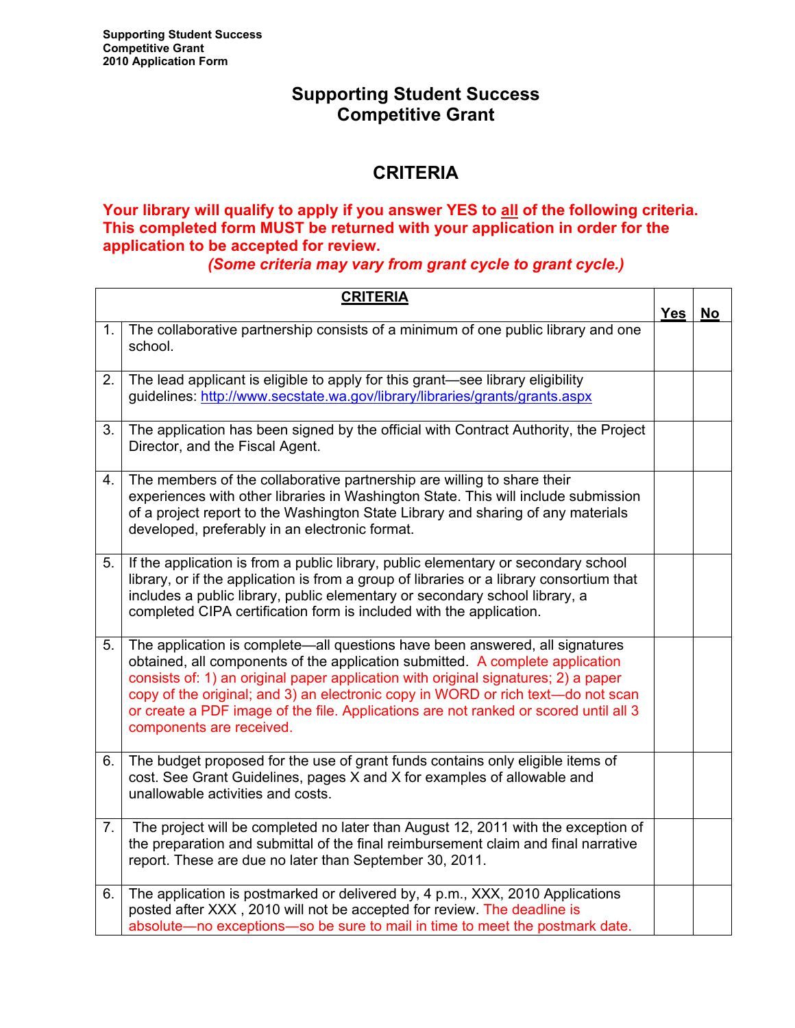# Supporting Student Success Competitive Grant

## CRITERIA

**Your library will qualify to apply if you answer YES to all of the following criteria. This completed form MUST be returned with your application in order for the application to be accepted for review.**

***(Some criteria may vary from grant cycle to grant cycle.)***

| | CRITERIA | Yes | No |
|---|---|---|---|
| 1. | The collaborative partnership consists of a minimum of one public library and one school. | | |
| 2. | The lead applicant is eligible to apply for this grant—see library eligibility guidelines: http://www.secstate.wa.gov/library/libraries/grants/grants.aspx | | |
| 3. | The application has been signed by the official with Contract Authority, the Project Director, and the Fiscal Agent. | | |
| 4. | The members of the collaborative partnership are willing to share their experiences with other libraries in Washington State. This will include submission of a project report to the Washington State Library and sharing of any materials developed, preferably in an electronic format. | | |
| 5. | If the application is from a public library, public elementary or secondary school library, or if the application is from a group of libraries or a library consortium that includes a public library, public elementary or secondary school library, a completed CIPA certification form is included with the application. | | |
| 5. | The application is complete—all questions have been answered, all signatures obtained, all components of the application submitted. A complete application consists of: 1) an original paper application with original signatures; 2) a paper copy of the original; and 3) an electronic copy in WORD or rich text—do not scan or create a PDF image of the file. Applications are not ranked or scored until all 3 components are received. | | |
| 6. | The budget proposed for the use of grant funds contains only eligible items of cost. See Grant Guidelines, pages X and X for examples of allowable and unallowable activities and costs. | | |
| 7. | The project will be completed no later than August 12, 2011 with the exception of the preparation and submittal of the final reimbursement claim and final narrative report. These are due no later than September 30, 2011. | | |
| 6. | The application is postmarked or delivered by, 4 p.m., XXX, 2010 Applications posted after XXX , 2010 will not be accepted for review. The deadline is absolute—no exceptions—so be sure to mail in time to meet the postmark date. | | |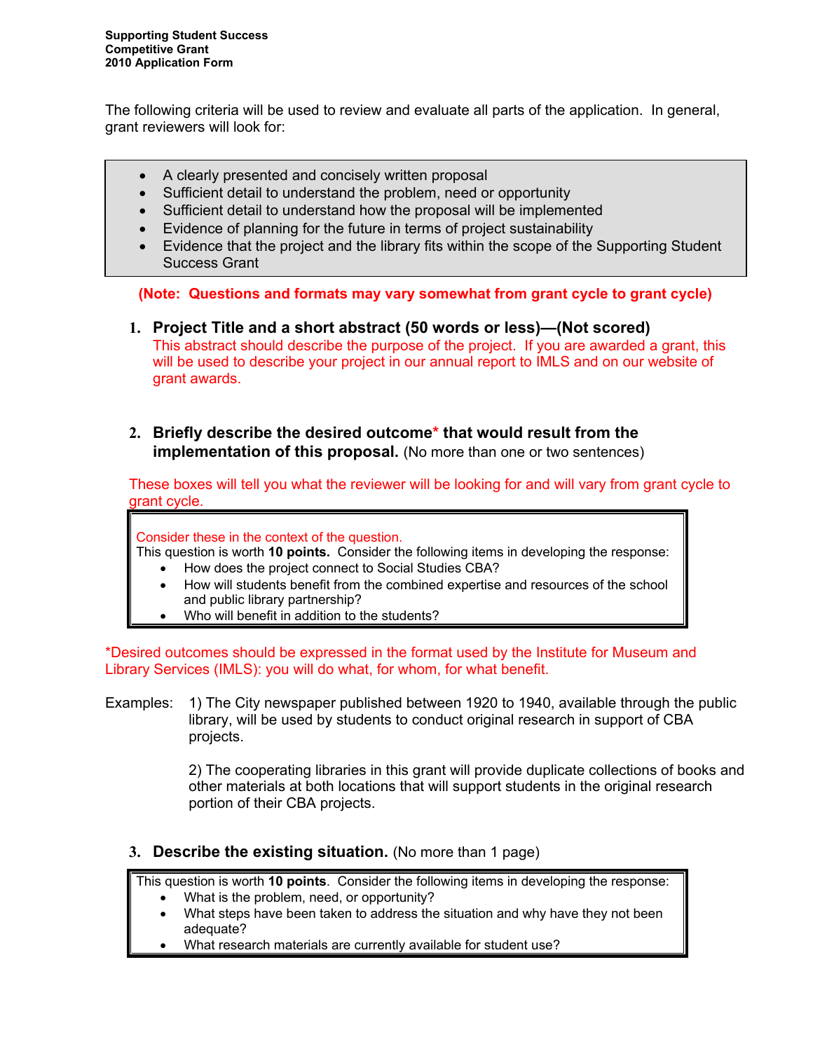**Supporting Student Success**
**Competitive Grant**
**2010 Application Form**

The following criteria will be used to review and evaluate all parts of the application. In general, grant reviewers will look for:

- A clearly presented and concisely written proposal
- Sufficient detail to understand the problem, need or opportunity
- Sufficient detail to understand how the proposal will be implemented
- Evidence of planning for the future in terms of project sustainability
- Evidence that the project and the library fits within the scope of the Supporting Student Success Grant

**(Note: Questions and formats may vary somewhat from grant cycle to grant cycle)**

1. **Project Title and a short abstract (50 words or less)—(Not scored)**
   This abstract should describe the purpose of the project. If you are awarded a grant, this will be used to describe your project in our annual report to IMLS and on our website of grant awards.

2. **Briefly describe the desired outcome* that would result from the implementation of this proposal.** (No more than one or two sentences)

These boxes will tell you what the reviewer will be looking for and will vary from grant cycle to grant cycle.

> Consider these in the context of the question.
> This question is worth **10 points.** Consider the following items in developing the response:
> - How does the project connect to Social Studies CBA?
> - How will students benefit from the combined expertise and resources of the school and public library partnership?
> - Who will benefit in addition to the students?

*Desired outcomes should be expressed in the format used by the Institute for Museum and Library Services (IMLS): you will do what, for whom, for what benefit.

Examples: 1) The City newspaper published between 1920 to 1940, available through the public library, will be used by students to conduct original research in support of CBA projects.

2) The cooperating libraries in this grant will provide duplicate collections of books and other materials at both locations that will support students in the original research portion of their CBA projects.

3. **Describe the existing situation.** (No more than 1 page)

> This question is worth **10 points**. Consider the following items in developing the response:
> - What is the problem, need, or opportunity?
> - What steps have been taken to address the situation and why have they not been adequate?
> - What research materials are currently available for student use?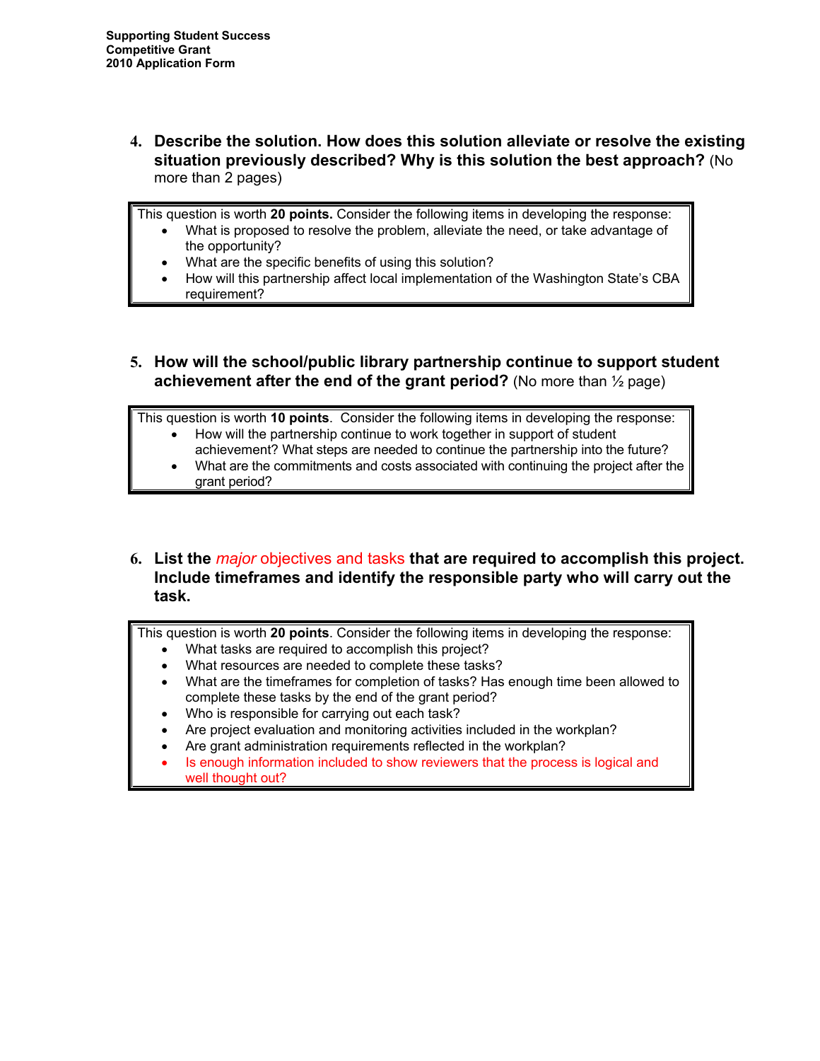**4. Describe the solution. How does this solution alleviate or resolve the existing situation previously described? Why is this solution the best approach?** (No more than 2 pages)

> This question is worth **20 points.** Consider the following items in developing the response:
> - What is proposed to resolve the problem, alleviate the need, or take advantage of the opportunity?
> - What are the specific benefits of using this solution?
> - How will this partnership affect local implementation of the Washington State's CBA requirement?

**5. How will the school/public library partnership continue to support student achievement after the end of the grant period?** (No more than ½ page)

> This question is worth **10 points**. Consider the following items in developing the response:
> - How will the partnership continue to work together in support of student achievement? What steps are needed to continue the partnership into the future?
> - What are the commitments and costs associated with continuing the project after the grant period?

**6. List the *major* objectives and tasks that are required to accomplish this project. Include timeframes and identify the responsible party who will carry out the task.**

> This question is worth **20 points**. Consider the following items in developing the response:
> - What tasks are required to accomplish this project?
> - What resources are needed to complete these tasks?
> - What are the timeframes for completion of tasks? Has enough time been allowed to complete these tasks by the end of the grant period?
> - Who is responsible for carrying out each task?
> - Are project evaluation and monitoring activities included in the workplan?
> - Are grant administration requirements reflected in the workplan?
> - Is enough information included to show reviewers that the process is logical and well thought out?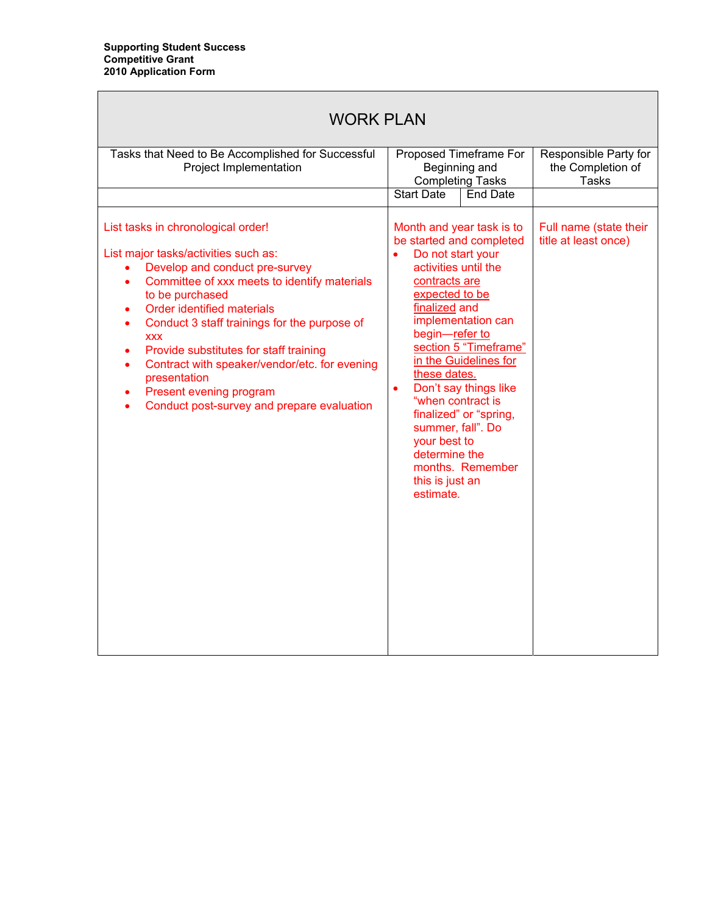**Supporting Student Success**
**Competitive Grant**
**2010 Application Form**

| WORK PLAN | | | |
|---|---|---|---|
| Tasks that Need to Be Accomplished for Successful Project Implementation | Proposed Timeframe For Beginning and Completing Tasks | | Responsible Party for the Completion of Tasks |
| | Start Date | End Date | |
| List tasks in chronological order!<br><br>List major tasks/activities such as:<br>• Develop and conduct pre-survey<br>• Committee of xxx meets to identify materials to be purchased<br>• Order identified materials<br>• Conduct 3 staff trainings for the purpose of xxx<br>• Provide substitutes for staff training<br>• Contract with speaker/vendor/etc. for evening presentation<br>• Present evening program<br>• Conduct post-survey and prepare evaluation | Month and year task is to be started and completed<br>• Do not start your activities until the contracts are expected to be finalized and implementation can begin—refer to section 5 "Timeframe" in the Guidelines for these dates.<br>• Don't say things like "when contract is finalized" or "spring, summer, fall". Do your best to determine the months. Remember this is just an estimate. | | Full name (state their title at least once) |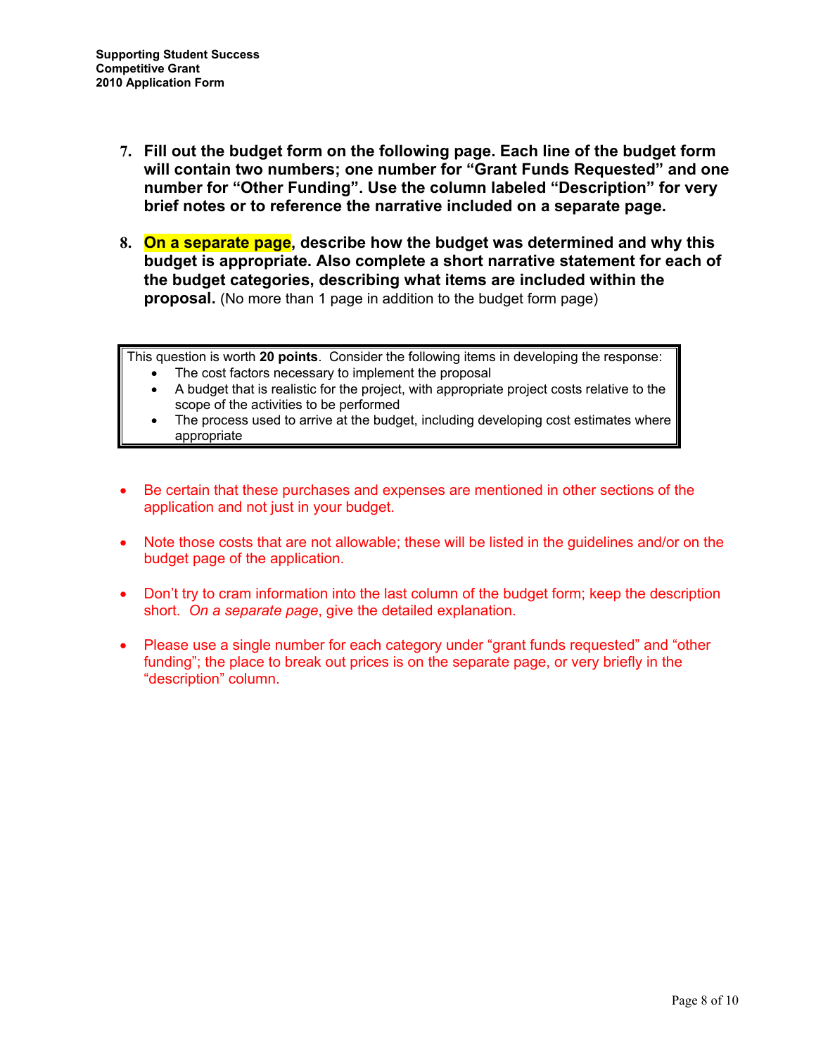7. **Fill out the budget form on the following page. Each line of the budget form will contain two numbers; one number for "Grant Funds Requested" and one number for "Other Funding". Use the column labeled "Description" for very brief notes or to reference the narrative included on a separate page.**

8. **On a separate page, describe how the budget was determined and why this budget is appropriate. Also complete a short narrative statement for each of the budget categories, describing what items are included within the proposal.** (No more than 1 page in addition to the budget form page)

> This question is worth **20 points**. Consider the following items in developing the response:
> - The cost factors necessary to implement the proposal
> - A budget that is realistic for the project, with appropriate project costs relative to the scope of the activities to be performed
> - The process used to arrive at the budget, including developing cost estimates where appropriate

- Be certain that these purchases and expenses are mentioned in other sections of the application and not just in your budget.
- Note those costs that are not allowable; these will be listed in the guidelines and/or on the budget page of the application.
- Don't try to cram information into the last column of the budget form; keep the description short. *On a separate page*, give the detailed explanation.
- Please use a single number for each category under "grant funds requested" and "other funding"; the place to break out prices is on the separate page, or very briefly in the "description" column.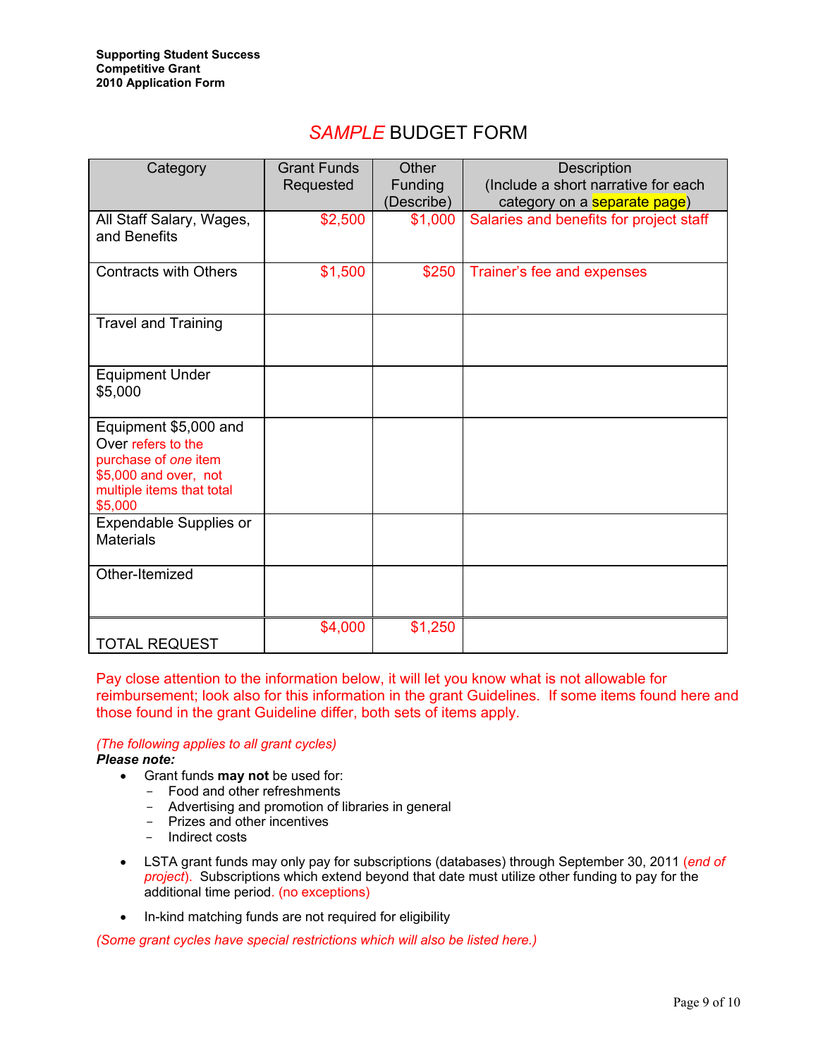**Supporting Student Success**
**Competitive Grant**
**2010 Application Form**

# *SAMPLE* BUDGET FORM

| Category | Grant Funds Requested | Other Funding (Describe) | Description (Include a short narrative for each category on a separate page) |
|---|---|---|---|
| All Staff Salary, Wages, and Benefits | $2,500 | $1,000 | Salaries and benefits for project staff |
| Contracts with Others | $1,500 | $250 | Trainer's fee and expenses |
| Travel and Training | | | |
| Equipment Under $5,000 | | | |
| Equipment $5,000 and Over refers to the purchase of *one* item $5,000 and over, not multiple items that total $5,000 | | | |
| Expendable Supplies or Materials | | | |
| Other-Itemized | | | |
| TOTAL REQUEST | $4,000 | $1,250 | |

Pay close attention to the information below, it will let you know what is not allowable for reimbursement; look also for this information in the grant Guidelines. If some items found here and those found in the grant Guideline differ, both sets of items apply.

*(The following applies to all grant cycles)*

***Please note:***

- Grant funds **may not** be used for:
  - Food and other refreshments
  - Advertising and promotion of libraries in general
  - Prizes and other incentives
  - Indirect costs
- LSTA grant funds may only pay for subscriptions (databases) through September 30, 2011 *(end of project)*. Subscriptions which extend beyond that date must utilize other funding to pay for the additional time period. (no exceptions)
- In-kind matching funds are not required for eligibility

*(Some grant cycles have special restrictions which will also be listed here.)*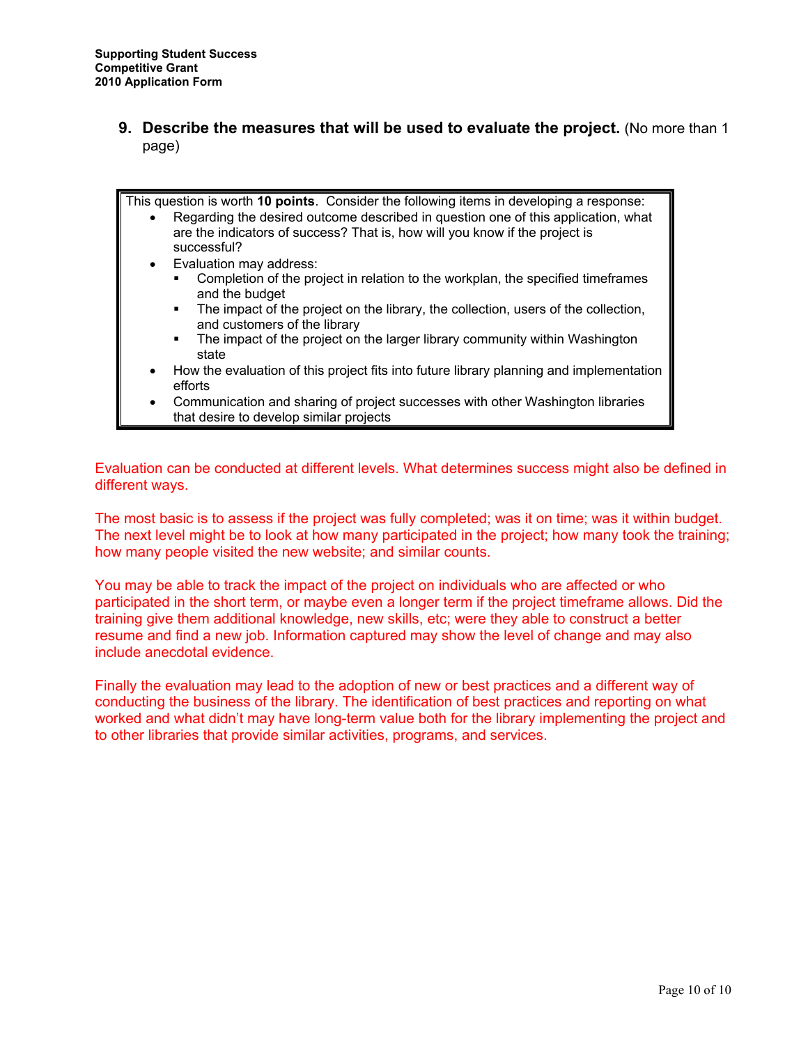**9. Describe the measures that will be used to evaluate the project.** (No more than 1 page)

This question is worth **10 points**. Consider the following items in developing a response:

- Regarding the desired outcome described in question one of this application, what are the indicators of success? That is, how will you know if the project is successful?
- Evaluation may address:
  - Completion of the project in relation to the workplan, the specified timeframes and the budget
  - The impact of the project on the library, the collection, users of the collection, and customers of the library
  - The impact of the project on the larger library community within Washington state
- How the evaluation of this project fits into future library planning and implementation efforts
- Communication and sharing of project successes with other Washington libraries that desire to develop similar projects

Evaluation can be conducted at different levels. What determines success might also be defined in different ways.

The most basic is to assess if the project was fully completed; was it on time; was it within budget. The next level might be to look at how many participated in the project; how many took the training; how many people visited the new website; and similar counts.

You may be able to track the impact of the project on individuals who are affected or who participated in the short term, or maybe even a longer term if the project timeframe allows. Did the training give them additional knowledge, new skills, etc; were they able to construct a better resume and find a new job. Information captured may show the level of change and may also include anecdotal evidence.

Finally the evaluation may lead to the adoption of new or best practices and a different way of conducting the business of the library. The identification of best practices and reporting on what worked and what didn't may have long-term value both for the library implementing the project and to other libraries that provide similar activities, programs, and services.